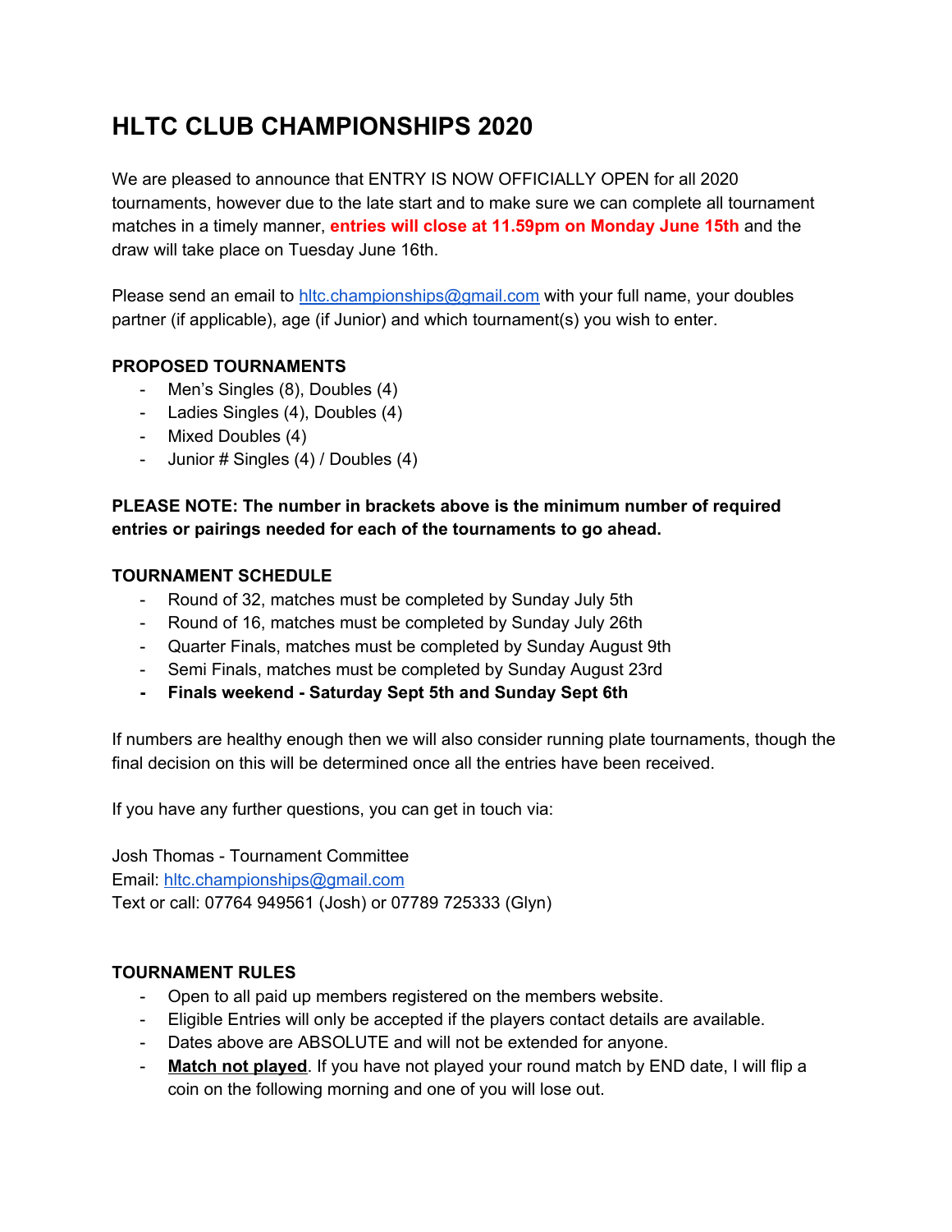# HLTC CLUB CHAMPIONSHIPS 2020

We are pleased to announce that ENTRY IS NOW OFFICIALLY OPEN for all 2020 tournaments, however due to the late start and to make sure we can complete all tournament matches in a timely manner, **entries will close at 11.59pm on Monday June 15th** and the draw will take place on Tuesday June 16th.

Please send an email to hltc.championships@gmail.com with your full name, your doubles partner (if applicable), age (if Junior) and which tournament(s) you wish to enter.

**PROPOSED TOURNAMENTS**

- Men's Singles (8), Doubles (4)
- Ladies Singles (4), Doubles (4)
- Mixed Doubles (4)
- Junior # Singles (4) / Doubles (4)

**PLEASE NOTE: The number in brackets above is the minimum number of required entries or pairings needed for each of the tournaments to go ahead.**

**TOURNAMENT SCHEDULE**

- Round of 32, matches must be completed by Sunday July 5th
- Round of 16, matches must be completed by Sunday July 26th
- Quarter Finals, matches must be completed by Sunday August 9th
- Semi Finals, matches must be completed by Sunday August 23rd
- **Finals weekend - Saturday Sept 5th and Sunday Sept 6th**

If numbers are healthy enough then we will also consider running plate tournaments, though the final decision on this will be determined once all the entries have been received.

If you have any further questions, you can get in touch via:

Josh Thomas - Tournament Committee
Email: hltc.championships@gmail.com
Text or call: 07764 949561 (Josh) or 07789 725333 (Glyn)

**TOURNAMENT RULES**

- Open to all paid up members registered on the members website.
- Eligible Entries will only be accepted if the players contact details are available.
- Dates above are ABSOLUTE and will not be extended for anyone.
- **Match not played**. If you have not played your round match by END date, I will flip a coin on the following morning and one of you will lose out.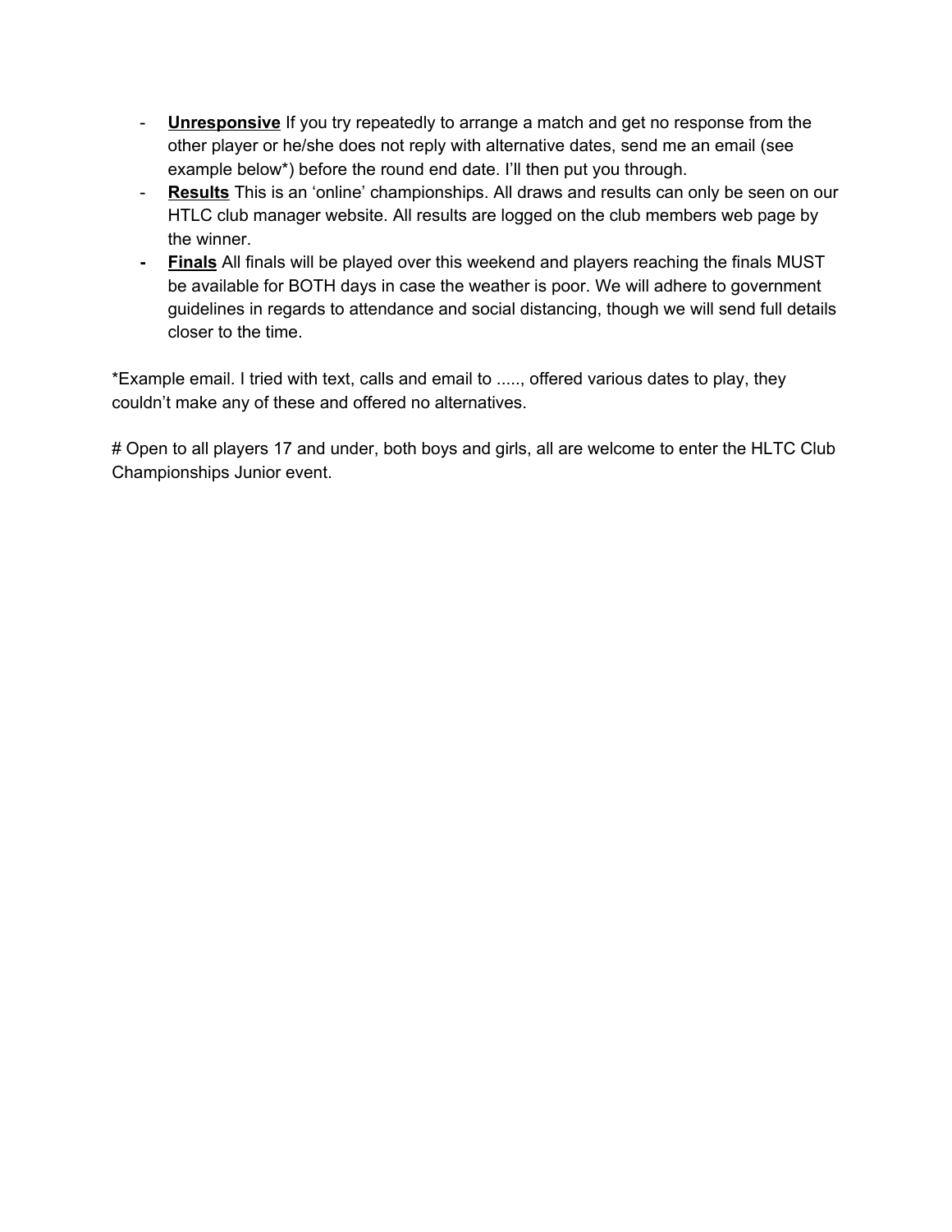- **Unresponsive** If you try repeatedly to arrange a match and get no response from the other player or he/she does not reply with alternative dates, send me an email (see example below*) before the round end date. I'll then put you through.
- **Results** This is an 'online' championships. All draws and results can only be seen on our HTLC club manager website. All results are logged on the club members web page by the winner.
- **Finals** All finals will be played over this weekend and players reaching the finals MUST be available for BOTH days in case the weather is poor. We will adhere to government guidelines in regards to attendance and social distancing, though we will send full details closer to the time.

*Example email. I tried with text, calls and email to ....., offered various dates to play, they couldn't make any of these and offered no alternatives.

# Open to all players 17 and under, both boys and girls, all are welcome to enter the HLTC Club Championships Junior event.